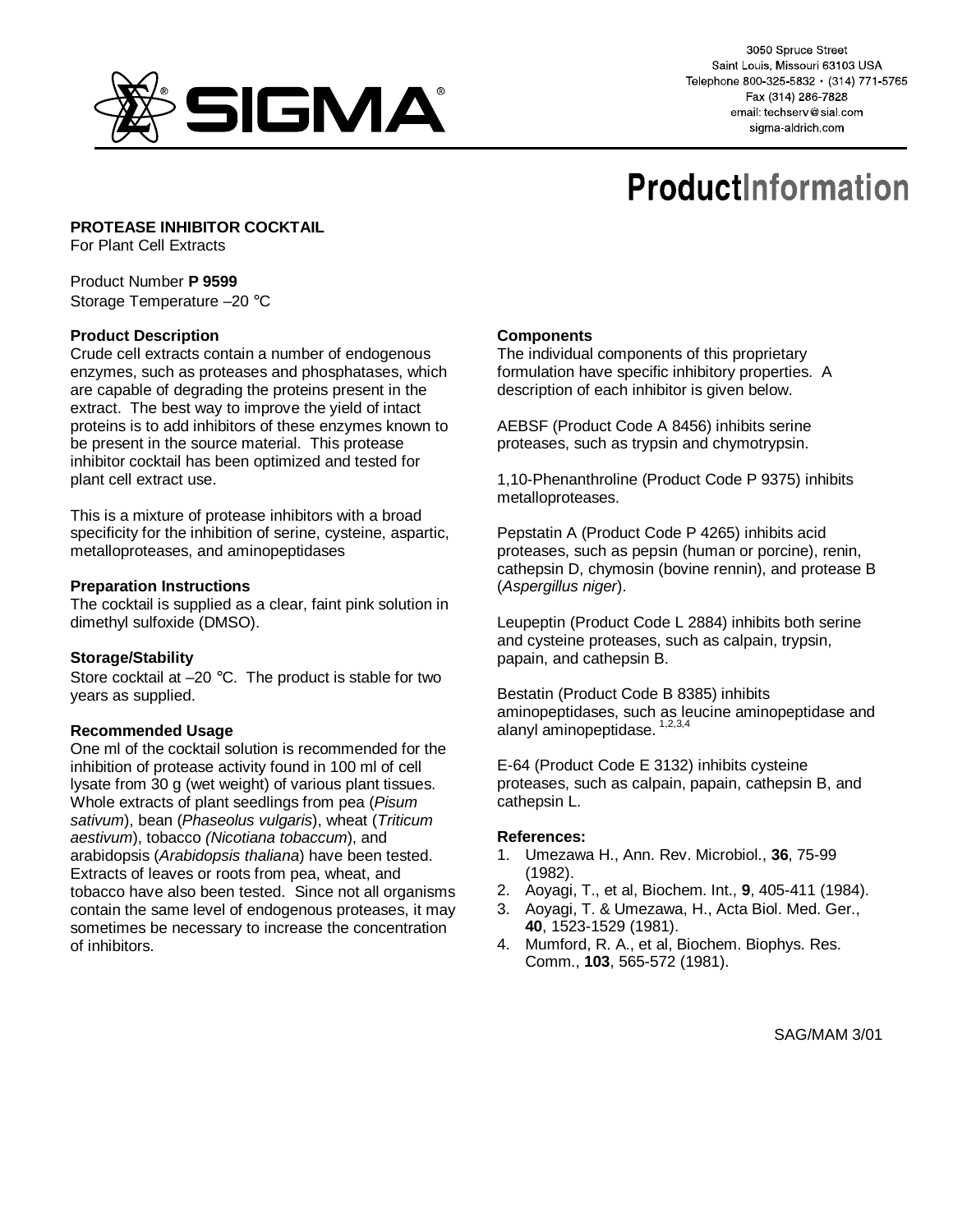3050 Spruce Street
Saint Louis, Missouri 63103 USA
Telephone 800-325-5832 • (314) 771-5765
Fax (314) 286-7828
email: techserv@sial.com
sigma-aldrich.com

# ProductInformation

**PROTEASE INHIBITOR COCKTAIL**
For Plant Cell Extracts

Product Number **P 9599**
Storage Temperature –20 °C

### Product Description

Crude cell extracts contain a number of endogenous enzymes, such as proteases and phosphatases, which are capable of degrading the proteins present in the extract. The best way to improve the yield of intact proteins is to add inhibitors of these enzymes known to be present in the source material. This protease inhibitor cocktail has been optimized and tested for plant cell extract use.

This is a mixture of protease inhibitors with a broad specificity for the inhibition of serine, cysteine, aspartic, metalloproteases, and aminopeptidases

### Preparation Instructions

The cocktail is supplied as a clear, faint pink solution in dimethyl sulfoxide (DMSO).

### Storage/Stability

Store cocktail at –20 °C. The product is stable for two years as supplied.

### Recommended Usage

One ml of the cocktail solution is recommended for the inhibition of protease activity found in 100 ml of cell lysate from 30 g (wet weight) of various plant tissues. Whole extracts of plant seedlings from pea (*Pisum sativum*), bean (*Phaseolus vulgaris*), wheat (*Triticum aestivum*), tobacco *(Nicotiana tobaccum*), and arabidopsis (*Arabidopsis thaliana*) have been tested. Extracts of leaves or roots from pea, wheat, and tobacco have also been tested. Since not all organisms contain the same level of endogenous proteases, it may sometimes be necessary to increase the concentration of inhibitors.

### Components

The individual components of this proprietary formulation have specific inhibitory properties. A description of each inhibitor is given below.

AEBSF (Product Code A 8456) inhibits serine proteases, such as trypsin and chymotrypsin.

1,10-Phenanthroline (Product Code P 9375) inhibits metalloproteases.

Pepstatin A (Product Code P 4265) inhibits acid proteases, such as pepsin (human or porcine), renin, cathepsin D, chymosin (bovine rennin), and protease B (*Aspergillus niger*).

Leupeptin (Product Code L 2884) inhibits both serine and cysteine proteases, such as calpain, trypsin, papain, and cathepsin B.

Bestatin (Product Code B 8385) inhibits aminopeptidases, such as leucine aminopeptidase and alanyl aminopeptidase. [1,2,3,4]

E-64 (Product Code E 3132) inhibits cysteine proteases, such as calpain, papain, cathepsin B, and cathepsin L.

### References:

1. Umezawa H., Ann. Rev. Microbiol., **36**, 75-99 (1982).
2. Aoyagi, T., et al, Biochem. Int., **9**, 405-411 (1984).
3. Aoyagi, T. & Umezawa, H., Acta Biol. Med. Ger., **40**, 1523-1529 (1981).
4. Mumford, R. A., et al, Biochem. Biophys. Res. Comm., **103**, 565-572 (1981).

SAG/MAM 3/01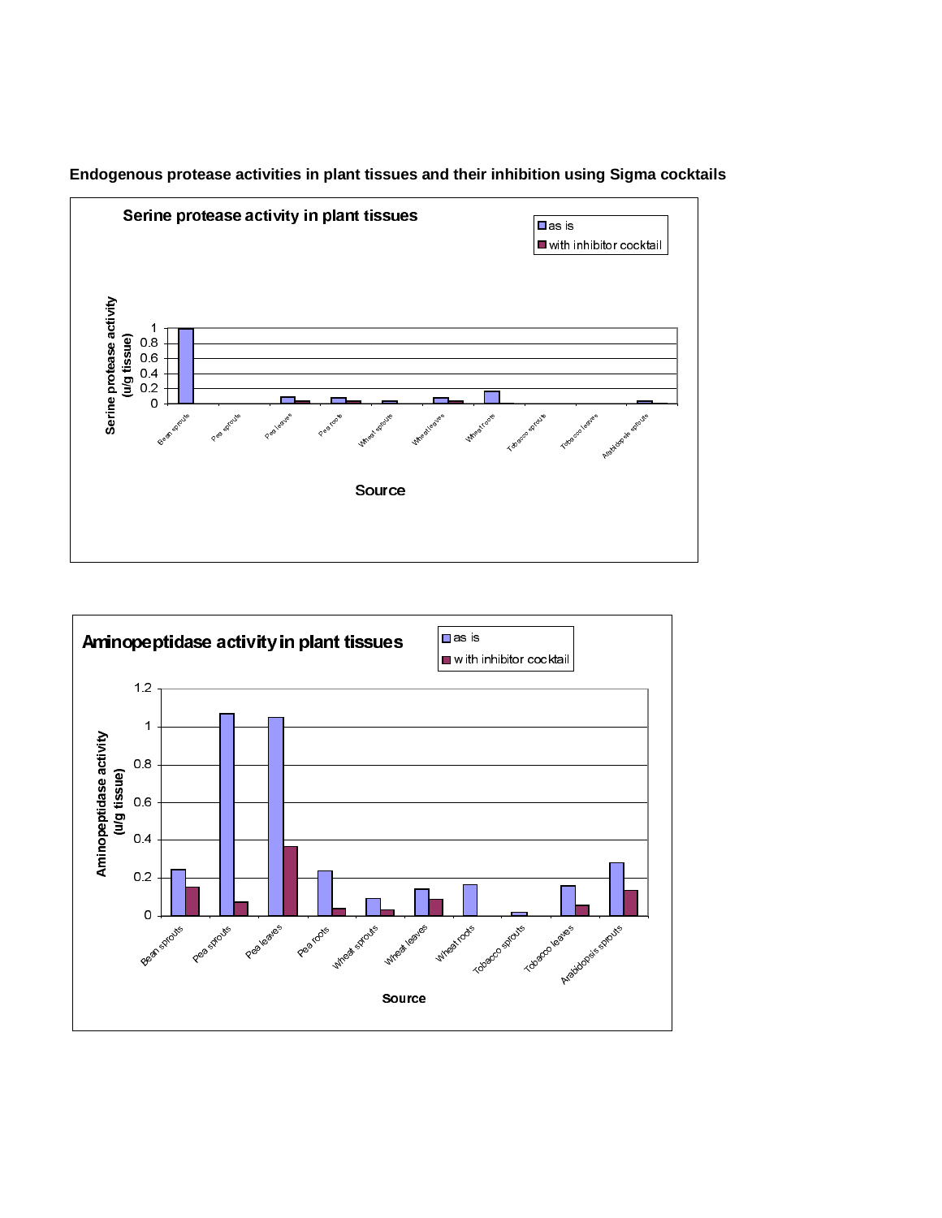**Endogenous protease activities in plant tissues and their inhibition using Sigma cocktails**

**Serine protease activity in plant tissues**

Legend: as is; with inhibitor cocktail

Y-axis: Serine protease activity (u/g tissue)

X-axis: Source — Bean sprouts, Pea sprouts, Pea leaves, Pea roots, Wheat sprouts, Wheat leaves, Wheat roots, Tobacco sprouts, Tobacco leaves, Arabidopsis sprouts

**Aminopeptidase activity in plant tissues**

Legend: as is; with inhibitor cocktail

Y-axis: Aminopeptidase activity (u/g tissue)

X-axis: Source — Bean sprouts, Pea sprouts, Pea leaves, Pea roots, Wheat sprouts, Wheat leaves, Wheat roots, Tobacco sprouts, Tobacco leaves, Arabidopsis sprouts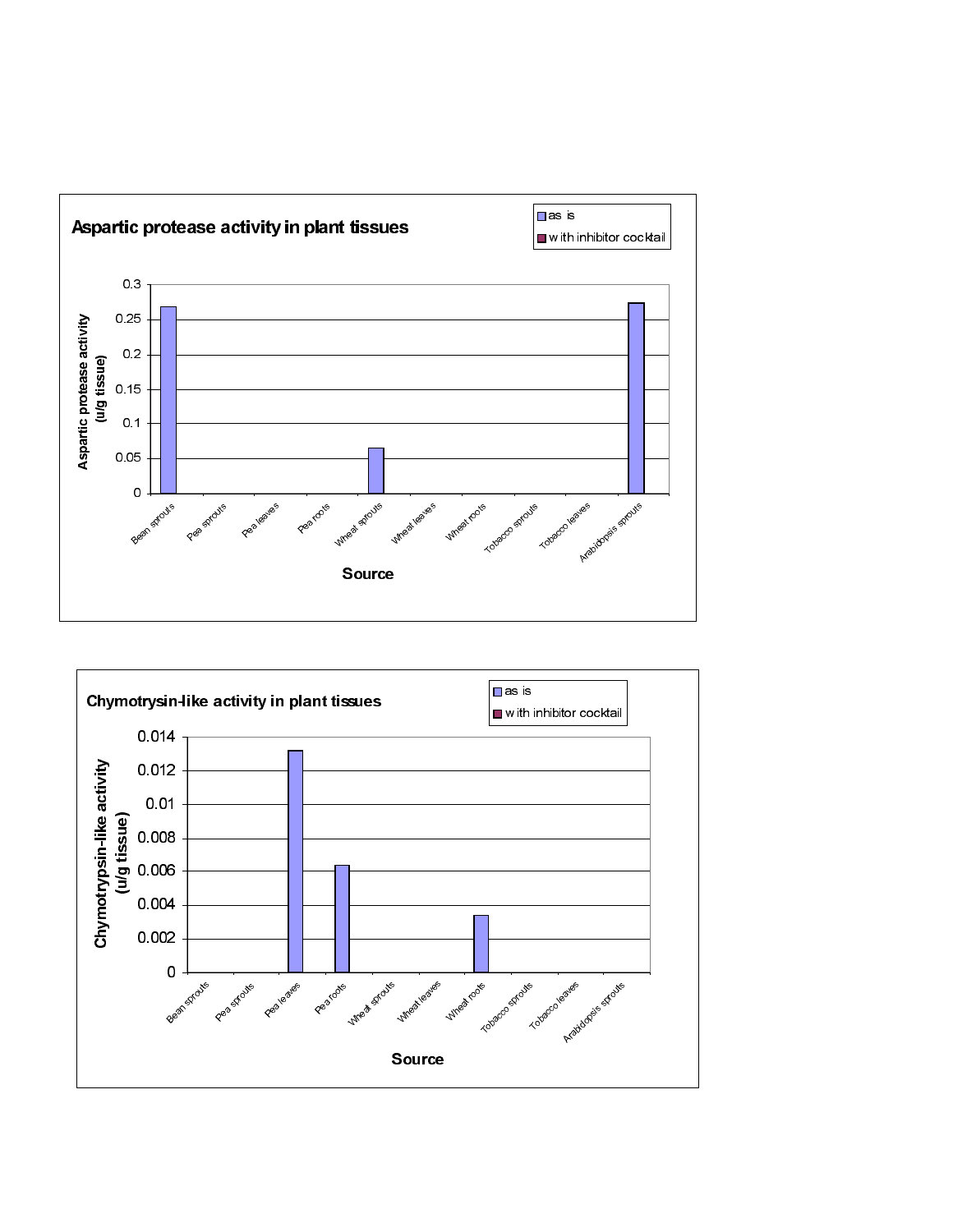## Aspartic protease activity in plant tissues

| Source | as is (u/g tissue) | with inhibitor cocktail (u/g tissue) |
|---|---|---|
| Bean sprouts | 0.27 | |
| Pea sprouts | | |
| Pea leaves | | |
| Pea roots | | |
| Wheat sprouts | 0.065 | |
| Wheat leaves | | |
| Wheat roots | | |
| Tobacco sprouts | | |
| Tobacco leaves | | |
| Arabidopsis sprouts | 0.275 | |

Y-axis: Aspartic protease activity (u/g tissue)

X-axis: Source

## Chymotrysin-like activity in plant tissues

| Source | as is (u/g tissue) | with inhibitor cocktail (u/g tissue) |
|---|---|---|
| Bean sprouts | | |
| Pea sprouts | | |
| Pea leaves | 0.0132 | |
| Pea roots | 0.0064 | |
| Wheat sprouts | | |
| Wheat leaves | | |
| Wheat roots | 0.0034 | |
| Tobacco sprouts | | |
| Tobacco leaves | | |
| Arabidopsis sprouts | | |

Y-axis: Chymotrypsin-like activity (u/g tissue)

X-axis: Source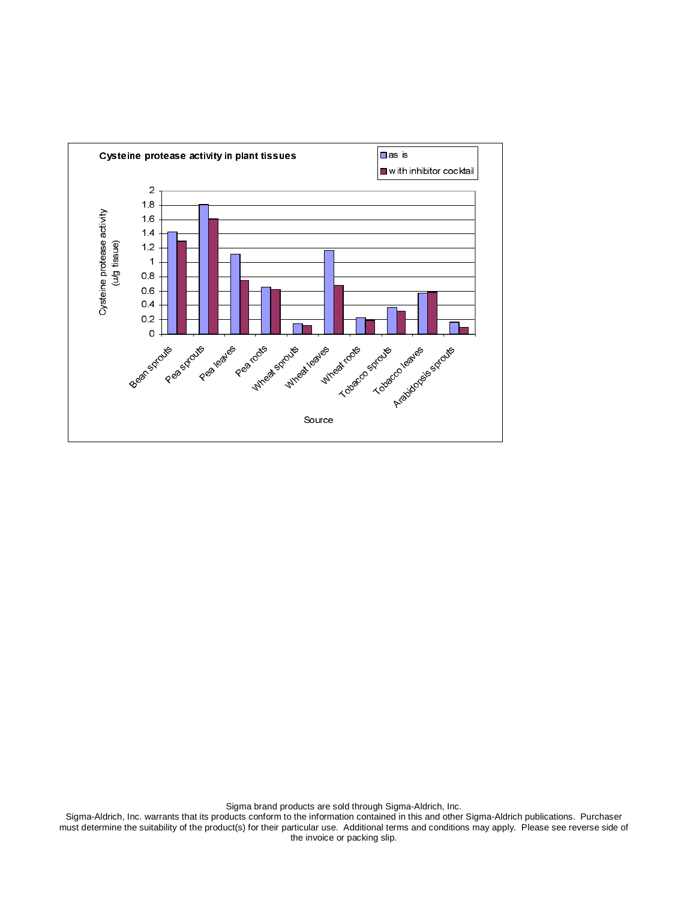Cysteine protease activity in plant tissues

as is

with inhibitor cocktail

Cysteine protease activity (u/g tissue)

2
1.8
1.6
1.4
1.2
1
0.8
0.6
0.4
0.2
0

Bean sprouts
Pea sprouts
Pea leaves
Pea roots
Wheat sprouts
Wheat leaves
Wheat roots
Tobacco sprouts
Tobacco leaves
Arabidopsis sprouts

Source

Sigma brand products are sold through Sigma-Aldrich, Inc.
Sigma-Aldrich, Inc. warrants that its products conform to the information contained in this and other Sigma-Aldrich publications. Purchaser must determine the suitability of the product(s) for their particular use. Additional terms and conditions may apply. Please see reverse side of the invoice or packing slip.